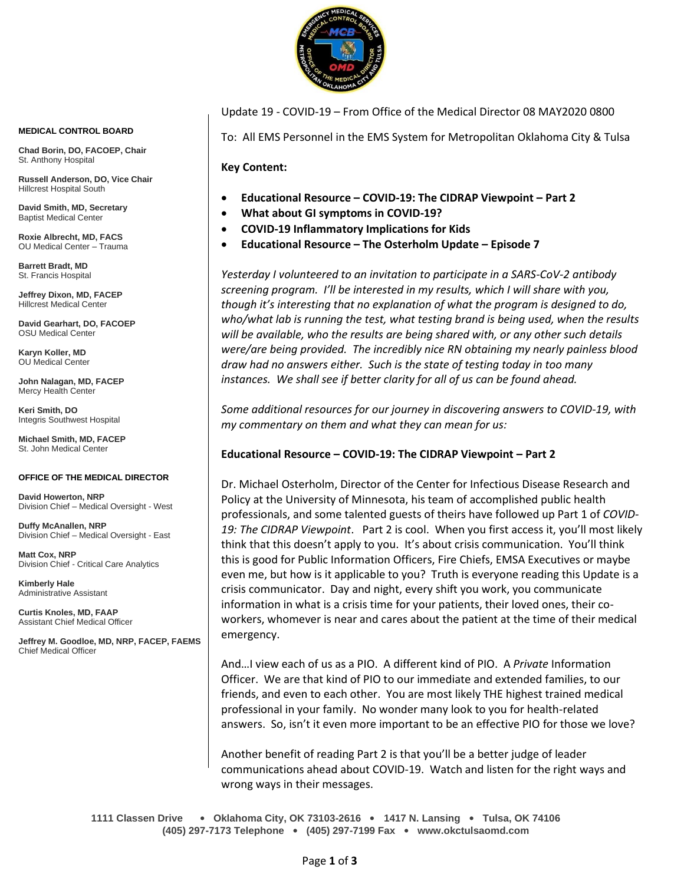**MEDICAL CONTROL BOARD**

**Chad Borin, DO, FACOEP, Chair**
St. Anthony Hospital

**Russell Anderson, DO, Vice Chair**
Hillcrest Hospital South

**David Smith, MD, Secretary**
Baptist Medical Center

**Roxie Albrecht, MD, FACS**
OU Medical Center – Trauma

**Barrett Bradt, MD**
St. Francis Hospital

**Jeffrey Dixon, MD, FACEP**
Hillcrest Medical Center

**David Gearhart, DO, FACOEP**
OSU Medical Center

**Karyn Koller, MD**
OU Medical Center

**John Nalagan, MD, FACEP**
Mercy Health Center

**Keri Smith, DO**
Integris Southwest Hospital

**Michael Smith, MD, FACEP**
St. John Medical Center

**OFFICE OF THE MEDICAL DIRECTOR**

**David Howerton, NRP**
Division Chief – Medical Oversight - West

**Duffy McAnallen, NRP**
Division Chief – Medical Oversight - East

**Matt Cox, NRP**
Division Chief - Critical Care Analytics

**Kimberly Hale**
Administrative Assistant

**Curtis Knoles, MD, FAAP**
Assistant Chief Medical Officer

**Jeffrey M. Goodloe, MD, NRP, FACEP, FAEMS**
Chief Medical Officer

Update 19 - COVID-19 – From Office of the Medical Director 08 MAY2020 0800

To: All EMS Personnel in the EMS System for Metropolitan Oklahoma City & Tulsa

**Key Content:**

- **Educational Resource – COVID-19: The CIDRAP Viewpoint – Part 2**
- **What about GI symptoms in COVID-19?**
- **COVID-19 Inflammatory Implications for Kids**
- **Educational Resource – The Osterholm Update – Episode 7**

*Yesterday I volunteered to an invitation to participate in a SARS-CoV-2 antibody screening program. I'll be interested in my results, which I will share with you, though it's interesting that no explanation of what the program is designed to do, who/what lab is running the test, what testing brand is being used, when the results will be available, who the results are being shared with, or any other such details were/are being provided. The incredibly nice RN obtaining my nearly painless blood draw had no answers either. Such is the state of testing today in too many instances. We shall see if better clarity for all of us can be found ahead.*

*Some additional resources for our journey in discovering answers to COVID-19, with my commentary on them and what they can mean for us:*

**Educational Resource – COVID-19: The CIDRAP Viewpoint – Part 2**

Dr. Michael Osterholm, Director of the Center for Infectious Disease Research and Policy at the University of Minnesota, his team of accomplished public health professionals, and some talented guests of theirs have followed up Part 1 of *COVID-19: The CIDRAP Viewpoint*. Part 2 is cool. When you first access it, you'll most likely think that this doesn't apply to you. It's about crisis communication. You'll think this is good for Public Information Officers, Fire Chiefs, EMSA Executives or maybe even me, but how is it applicable to you? Truth is everyone reading this Update is a crisis communicator. Day and night, every shift you work, you communicate information in what is a crisis time for your patients, their loved ones, their co-workers, whomever is near and cares about the patient at the time of their medical emergency.

And…I view each of us as a PIO. A different kind of PIO. A *Private* Information Officer. We are that kind of PIO to our immediate and extended families, to our friends, and even to each other. You are most likely THE highest trained medical professional in your family. No wonder many look to you for health-related answers. So, isn't it even more important to be an effective PIO for those we love?

Another benefit of reading Part 2 is that you'll be a better judge of leader communications ahead about COVID-19. Watch and listen for the right ways and wrong ways in their messages.

1111 Classen Drive • Oklahoma City, OK 73103-2616 • 1417 N. Lansing • Tulsa, OK 74106
(405) 297-7173 Telephone • (405) 297-7199 Fax • www.okctulsaomd.com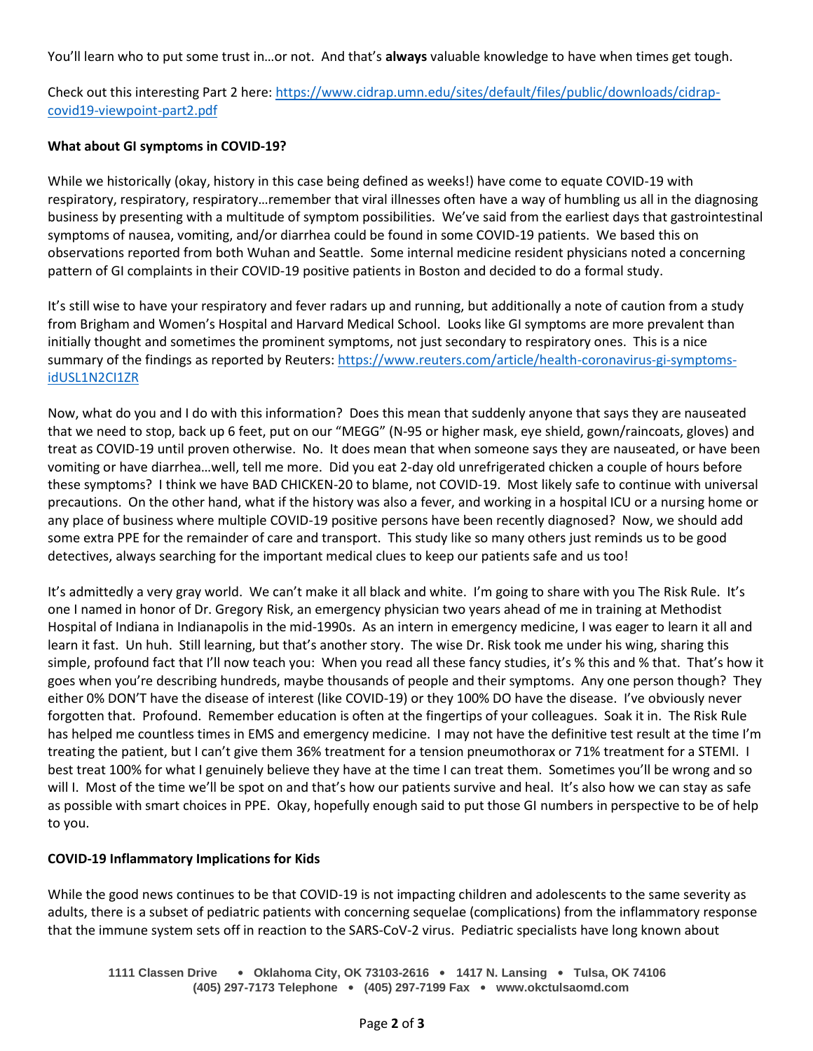You'll learn who to put some trust in…or not. And that's **always** valuable knowledge to have when times get tough.

Check out this interesting Part 2 here: [https://www.cidrap.umn.edu/sites/default/files/public/downloads/cidrap-covid19-viewpoint-part2.pdf](https://www.cidrap.umn.edu/sites/default/files/public/downloads/cidrap-covid19-viewpoint-part2.pdf)

**What about GI symptoms in COVID-19?**

While we historically (okay, history in this case being defined as weeks!) have come to equate COVID-19 with respiratory, respiratory, respiratory…remember that viral illnesses often have a way of humbling us all in the diagnosing business by presenting with a multitude of symptom possibilities. We've said from the earliest days that gastrointestinal symptoms of nausea, vomiting, and/or diarrhea could be found in some COVID-19 patients. We based this on observations reported from both Wuhan and Seattle. Some internal medicine resident physicians noted a concerning pattern of GI complaints in their COVID-19 positive patients in Boston and decided to do a formal study.

It's still wise to have your respiratory and fever radars up and running, but additionally a note of caution from a study from Brigham and Women's Hospital and Harvard Medical School. Looks like GI symptoms are more prevalent than initially thought and sometimes the prominent symptoms, not just secondary to respiratory ones. This is a nice summary of the findings as reported by Reuters: [https://www.reuters.com/article/health-coronavirus-gi-symptoms-idUSL1N2CI1ZR](https://www.reuters.com/article/health-coronavirus-gi-symptoms-idUSL1N2CI1ZR)

Now, what do you and I do with this information? Does this mean that suddenly anyone that says they are nauseated that we need to stop, back up 6 feet, put on our "MEGG" (N-95 or higher mask, eye shield, gown/raincoats, gloves) and treat as COVID-19 until proven otherwise. No. It does mean that when someone says they are nauseated, or have been vomiting or have diarrhea…well, tell me more. Did you eat 2-day old unrefrigerated chicken a couple of hours before these symptoms? I think we have BAD CHICKEN-20 to blame, not COVID-19. Most likely safe to continue with universal precautions. On the other hand, what if the history was also a fever, and working in a hospital ICU or a nursing home or any place of business where multiple COVID-19 positive persons have been recently diagnosed? Now, we should add some extra PPE for the remainder of care and transport. This study like so many others just reminds us to be good detectives, always searching for the important medical clues to keep our patients safe and us too!

It's admittedly a very gray world. We can't make it all black and white. I'm going to share with you The Risk Rule. It's one I named in honor of Dr. Gregory Risk, an emergency physician two years ahead of me in training at Methodist Hospital of Indiana in Indianapolis in the mid-1990s. As an intern in emergency medicine, I was eager to learn it all and learn it fast. Un huh. Still learning, but that's another story. The wise Dr. Risk took me under his wing, sharing this simple, profound fact that I'll now teach you: When you read all these fancy studies, it's % this and % that. That's how it goes when you're describing hundreds, maybe thousands of people and their symptoms. Any one person though? They either 0% DON'T have the disease of interest (like COVID-19) or they 100% DO have the disease. I've obviously never forgotten that. Profound. Remember education is often at the fingertips of your colleagues. Soak it in. The Risk Rule has helped me countless times in EMS and emergency medicine. I may not have the definitive test result at the time I'm treating the patient, but I can't give them 36% treatment for a tension pneumothorax or 71% treatment for a STEMI. I best treat 100% for what I genuinely believe they have at the time I can treat them. Sometimes you'll be wrong and so will I. Most of the time we'll be spot on and that's how our patients survive and heal. It's also how we can stay as safe as possible with smart choices in PPE. Okay, hopefully enough said to put those GI numbers in perspective to be of help to you.

**COVID-19 Inflammatory Implications for Kids**

While the good news continues to be that COVID-19 is not impacting children and adolescents to the same severity as adults, there is a subset of pediatric patients with concerning sequelae (complications) from the inflammatory response that the immune system sets off in reaction to the SARS-CoV-2 virus. Pediatric specialists have long known about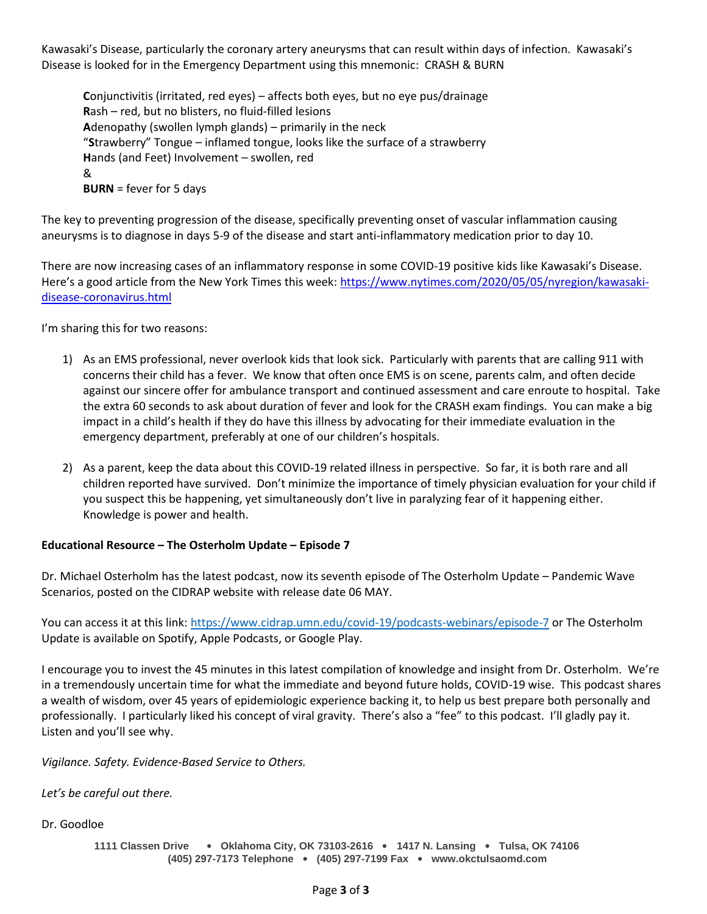Kawasaki's Disease, particularly the coronary artery aneurysms that can result within days of infection. Kawasaki's Disease is looked for in the Emergency Department using this mnemonic: CRASH & BURN

**C**onjunctivitis (irritated, red eyes) – affects both eyes, but no eye pus/drainage
**R**ash – red, but no blisters, no fluid-filled lesions
**A**denopathy (swollen lymph glands) – primarily in the neck
"**S**trawberry" Tongue – inflamed tongue, looks like the surface of a strawberry
**H**ands (and Feet) Involvement – swollen, red
&
**BURN** = fever for 5 days

The key to preventing progression of the disease, specifically preventing onset of vascular inflammation causing aneurysms is to diagnose in days 5-9 of the disease and start anti-inflammatory medication prior to day 10.

There are now increasing cases of an inflammatory response in some COVID-19 positive kids like Kawasaki's Disease. Here's a good article from the New York Times this week: https://www.nytimes.com/2020/05/05/nyregion/kawasaki-disease-coronavirus.html

I'm sharing this for two reasons:

1) As an EMS professional, never overlook kids that look sick. Particularly with parents that are calling 911 with concerns their child has a fever. We know that often once EMS is on scene, parents calm, and often decide against our sincere offer for ambulance transport and continued assessment and care enroute to hospital. Take the extra 60 seconds to ask about duration of fever and look for the CRASH exam findings. You can make a big impact in a child's health if they do have this illness by advocating for their immediate evaluation in the emergency department, preferably at one of our children's hospitals.

2) As a parent, keep the data about this COVID-19 related illness in perspective. So far, it is both rare and all children reported have survived. Don't minimize the importance of timely physician evaluation for your child if you suspect this be happening, yet simultaneously don't live in paralyzing fear of it happening either. Knowledge is power and health.

**Educational Resource – The Osterholm Update – Episode 7**

Dr. Michael Osterholm has the latest podcast, now its seventh episode of The Osterholm Update – Pandemic Wave Scenarios, posted on the CIDRAP website with release date 06 MAY.

You can access it at this link: https://www.cidrap.umn.edu/covid-19/podcasts-webinars/episode-7 or The Osterholm Update is available on Spotify, Apple Podcasts, or Google Play.

I encourage you to invest the 45 minutes in this latest compilation of knowledge and insight from Dr. Osterholm. We're in a tremendously uncertain time for what the immediate and beyond future holds, COVID-19 wise. This podcast shares a wealth of wisdom, over 45 years of epidemiologic experience backing it, to help us best prepare both personally and professionally. I particularly liked his concept of viral gravity. There's also a "fee" to this podcast. I'll gladly pay it. Listen and you'll see why.

*Vigilance. Safety. Evidence-Based Service to Others.*

*Let's be careful out there.*

Dr. Goodloe

**1111 Classen Drive • Oklahoma City, OK 73103-2616 • 1417 N. Lansing • Tulsa, OK 74106**
**(405) 297-7173 Telephone • (405) 297-7199 Fax • www.okctulsaomd.com**